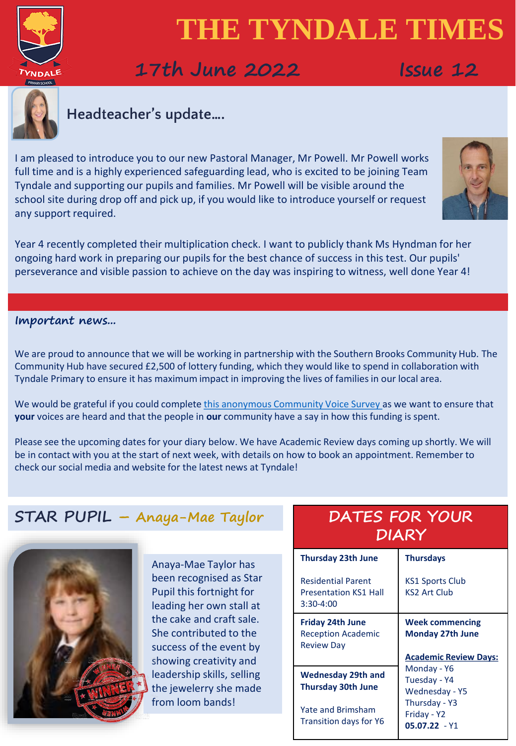# THE TYNDALE TIMES

## 17th June 2022 Issue 12

## Headteacher's update….

I am pleased to introduce you to our new Pastoral Manager, Mr Powell. Mr Powell works full time and is a highly experienced safeguarding lead, who is excited to be joining Team Tyndale and supporting our pupils and families. Mr Powell will be visible around the school site during drop off and pick up, if you would like to introduce yourself or request any support required.

Year 4 recently completed their multiplication check. I want to publicly thank Ms Hyndman for her ongoing hard work in preparing our pupils for the best chance of success in this test. Our pupils' perseverance and visible passion to achieve on the day was inspiring to witness, well done Year 4!

## Important news…

We are proud to announce that we will be working in partnership with the Southern Brooks Community Hub. The Community Hub have secured £2,500 of lottery funding, which they would like to spend in collaboration with Tyndale Primary to ensure it has maximum impact in improving the lives of families in our local area.

We would be grateful if you could complete this anonymous Community Voice Survey as we want to ensure that **your** voices are heard and that the people in **our** community have a say in how this funding is spent.

Please see the upcoming dates for your diary below. We have Academic Review days coming up shortly. We will be in contact with you at the start of next week, with details on how to book an appointment. Remember to check our social media and website for the latest news at Tyndale!

## STAR PUPIL – Anaya-Mae Taylor

Anaya-Mae Taylor has been recognised as Star Pupil this fortnight for leading her own stall at the cake and craft sale. She contributed to the success of the event by showing creativity and leadership skills, selling the jewelery she made from loom bands!

## DATES FOR YOUR DIARY

| | |
|---|---|
| **Thursday 23th June**<br><br>Residential Parent Presentation KS1 Hall 3:30-4:00 | **Thursdays**<br><br>KS1 Sports Club<br>KS2 Art Club |
| **Friday 24th June**<br>Reception Academic Review Day<br><br>**Wednesday 29th and Thursday 30th June**<br><br>Yate and Brimsham Transition days for Y6 | **Week commencing Monday 27th June**<br><br>**Academic Review Days:**<br>Monday - Y6<br>Tuesday - Y4<br>Wednesday - Y5<br>Thursday - Y3<br>Friday - Y2<br>**05.07.22** - Y1 |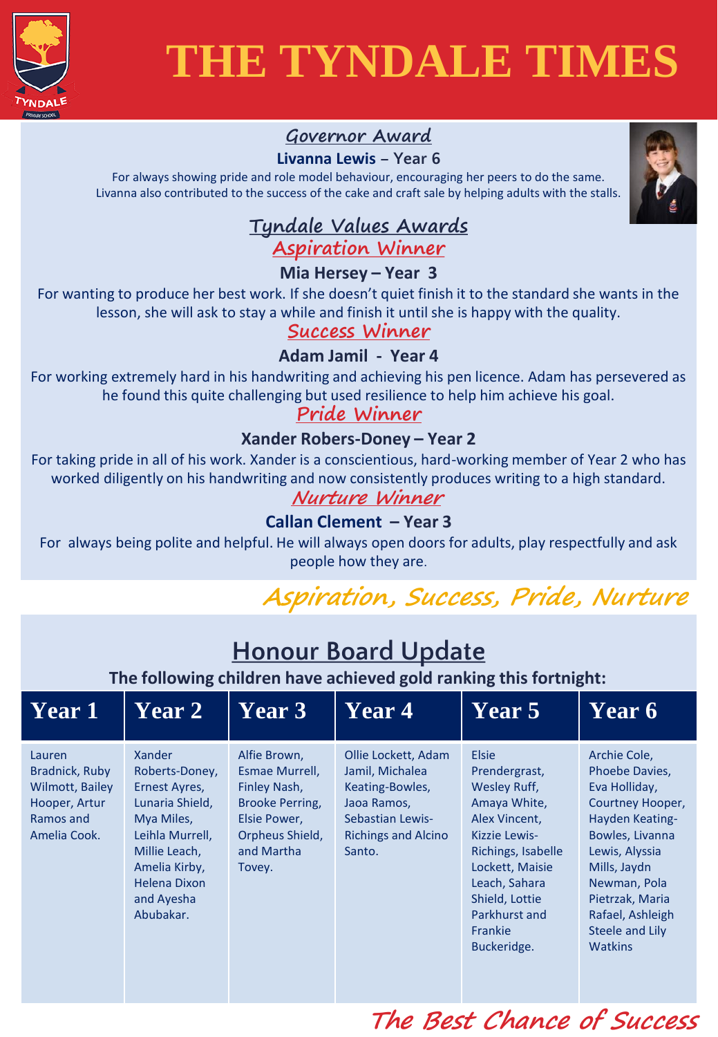# THE TYNDALE TIMES

## Governor Award

**Livanna Lewis** – Year 6

For always showing pride and role model behaviour, encouraging her peers to do the same. Livanna also contributed to the success of the cake and craft sale by helping adults with the stalls.

## Tyndale Values Awards

### Aspiration Winner

**Mia Hersey – Year 3**

For wanting to produce her best work. If she doesn't quiet finish it to the standard she wants in the lesson, she will ask to stay a while and finish it until she is happy with the quality.

### Success Winner

**Adam Jamil - Year 4**

For working extremely hard in his handwriting and achieving his pen licence. Adam has persevered as he found this quite challenging but used resilience to help him achieve his goal.

### Pride Winner

**Xander Robers-Doney – Year 2**

For taking pride in all of his work. Xander is a conscientious, hard-working member of Year 2 who has worked diligently on his handwriting and now consistently produces writing to a high standard.

### Nurture Winner

**Callan Clement – Year 3**

For always being polite and helpful. He will always open doors for adults, play respectfully and ask people how they are.

*Aspiration, Success, Pride, Nurture*

## Honour Board Update

**The following children have achieved gold ranking this fortnight:**

| Year 1 | Year 2 | Year 3 | Year 4 | Year 5 | Year 6 |
|---|---|---|---|---|---|
| Lauren Bradnick, Ruby Wilmott, Bailey Hooper, Artur Ramos and Amelia Cook. | Xander Roberts-Doney, Ernest Ayres, Lunaria Shield, Mya Miles, Leihla Murrell, Millie Leach, Amelia Kirby, Helena Dixon and Ayesha Abubakar. | Alfie Brown, Esmae Murrell, Finley Nash, Brooke Perring, Elsie Power, Orpheus Shield, and Martha Tovey. | Ollie Lockett, Adam Jamil, Michalea Keating-Bowles, Jaoa Ramos, Sebastian Lewis-Richings and Alcino Santo. | Elsie Prendergrast, Wesley Ruff, Amaya White, Alex Vincent, Kizzie Lewis-Richings, Isabelle Lockett, Maisie Leach, Sahara Shield, Lottie Parkhurst and Frankie Buckeridge. | Archie Cole, Phoebe Davies, Eva Holliday, Courtney Hooper, Hayden Keating-Bowles, Livanna Lewis, Alyssia Mills, Jaydn Newman, Pola Pietrzak, Maria Rafael, Ashleigh Steele and Lily Watkins |

*The Best Chance of Success*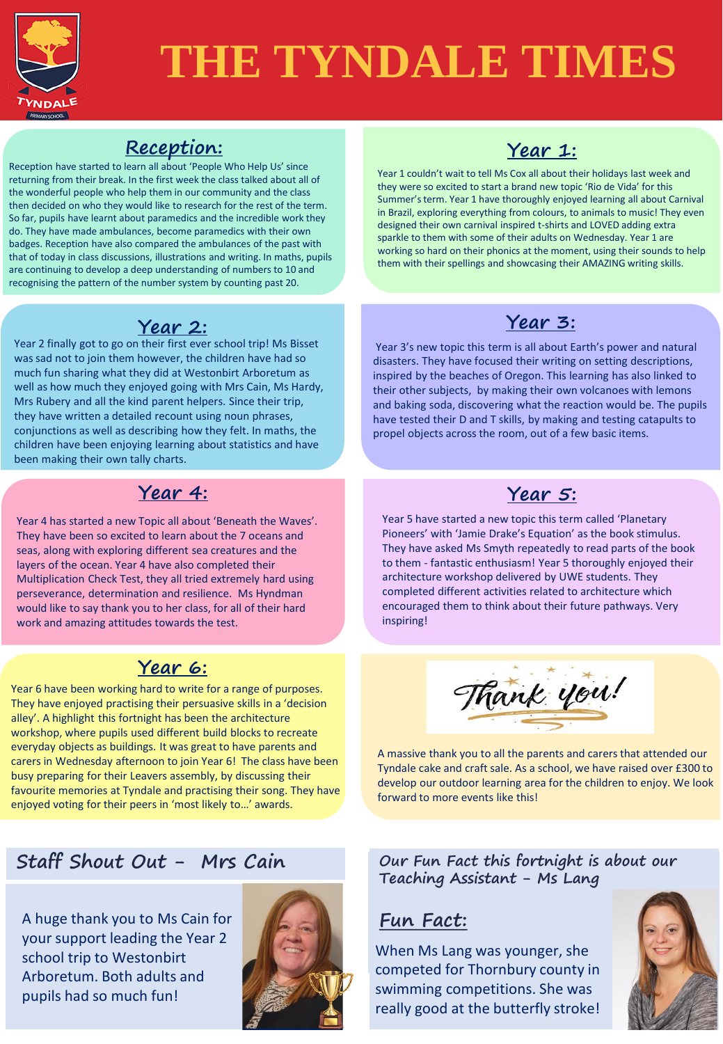# THE TYNDALE TIMES

## Reception:

Reception have started to learn all about 'People Who Help Us' since returning from their break. In the first week the class talked about all of the wonderful people who help them in our community and the class then decided on who they would like to research for the rest of the term. So far, pupils have learnt about paramedics and the incredible work they do. They have made ambulances, become paramedics with their own badges. Reception have also compared the ambulances of the past with that of today in class discussions, illustrations and writing. In maths, pupils are continuing to develop a deep understanding of numbers to 10 and recognising the pattern of the number system by counting past 20.

## Year 1:

Year 1 couldn't wait to tell Ms Cox all about their holidays last week and they were so excited to start a brand new topic 'Rio de Vida' for this Summer's term. Year 1 have thoroughly enjoyed learning all about Carnival in Brazil, exploring everything from colours, to animals to music! They even designed their own carnival inspired t-shirts and LOVED adding extra sparkle to them with some of their adults on Wednesday. Year 1 are working so hard on their phonics at the moment, using their sounds to help them with their spellings and showcasing their AMAZING writing skills.

## Year 2:

Year 2 finally got to go on their first ever school trip! Ms Bisset was sad not to join them however, the children have had so much fun sharing what they did at Westonbirt Arboretum as well as how much they enjoyed going with Mrs Cain, Ms Hardy, Mrs Rubery and all the kind parent helpers. Since their trip, they have written a detailed recount using noun phrases, conjunctions as well as describing how they felt. In maths, the children have been enjoying learning about statistics and have been making their own tally charts.

## Year 3:

Year 3's new topic this term is all about Earth's power and natural disasters. They have focused their writing on setting descriptions, inspired by the beaches of Oregon. This learning has also linked to their other subjects, by making their own volcanoes with lemons and baking soda, discovering what the reaction would be. The pupils have tested their D and T skills, by making and testing catapults to propel objects across the room, out of a few basic items.

## Year 4:

Year 4 has started a new Topic all about 'Beneath the Waves'. They have been so excited to learn about the 7 oceans and seas, along with exploring different sea creatures and the layers of the ocean. Year 4 have also completed their Multiplication Check Test, they all tried extremely hard using perseverance, determination and resilience. Ms Hyndman would like to say thank you to her class, for all of their hard work and amazing attitudes towards the test.

## Year 5:

Year 5 have started a new topic this term called 'Planetary Pioneers' with 'Jamie Drake's Equation' as the book stimulus. They have asked Ms Smyth repeatedly to read parts of the book to them - fantastic enthusiasm! Year 5 thoroughly enjoyed their architecture workshop delivered by UWE students. They completed different activities related to architecture which encouraged them to think about their future pathways. Very inspiring!

## Year 6:

Year 6 have been working hard to write for a range of purposes. They have enjoyed practising their persuasive skills in a 'decision alley'. A highlight this fortnight has been the architecture workshop, where pupils used different build blocks to recreate everyday objects as buildings. It was great to have parents and carers in Wednesday afternoon to join Year 6! The class have been busy preparing for their Leavers assembly, by discussing their favourite memories at Tyndale and practising their song. They have enjoyed voting for their peers in 'most likely to…' awards.

## Thank you!

A massive thank you to all the parents and carers that attended our Tyndale cake and craft sale. As a school, we have raised over £300 to develop our outdoor learning area for the children to enjoy. We look forward to more events like this!

## Staff Shout Out - Mrs Cain

A huge thank you to Ms Cain for your support leading the Year 2 school trip to Westonbirt Arboretum. Both adults and pupils had so much fun!

## Our Fun Fact this fortnight is about our Teaching Assistant - Ms Lang

### Fun Fact:

When Ms Lang was younger, she competed for Thornbury county in swimming competitions. She was really good at the butterfly stroke!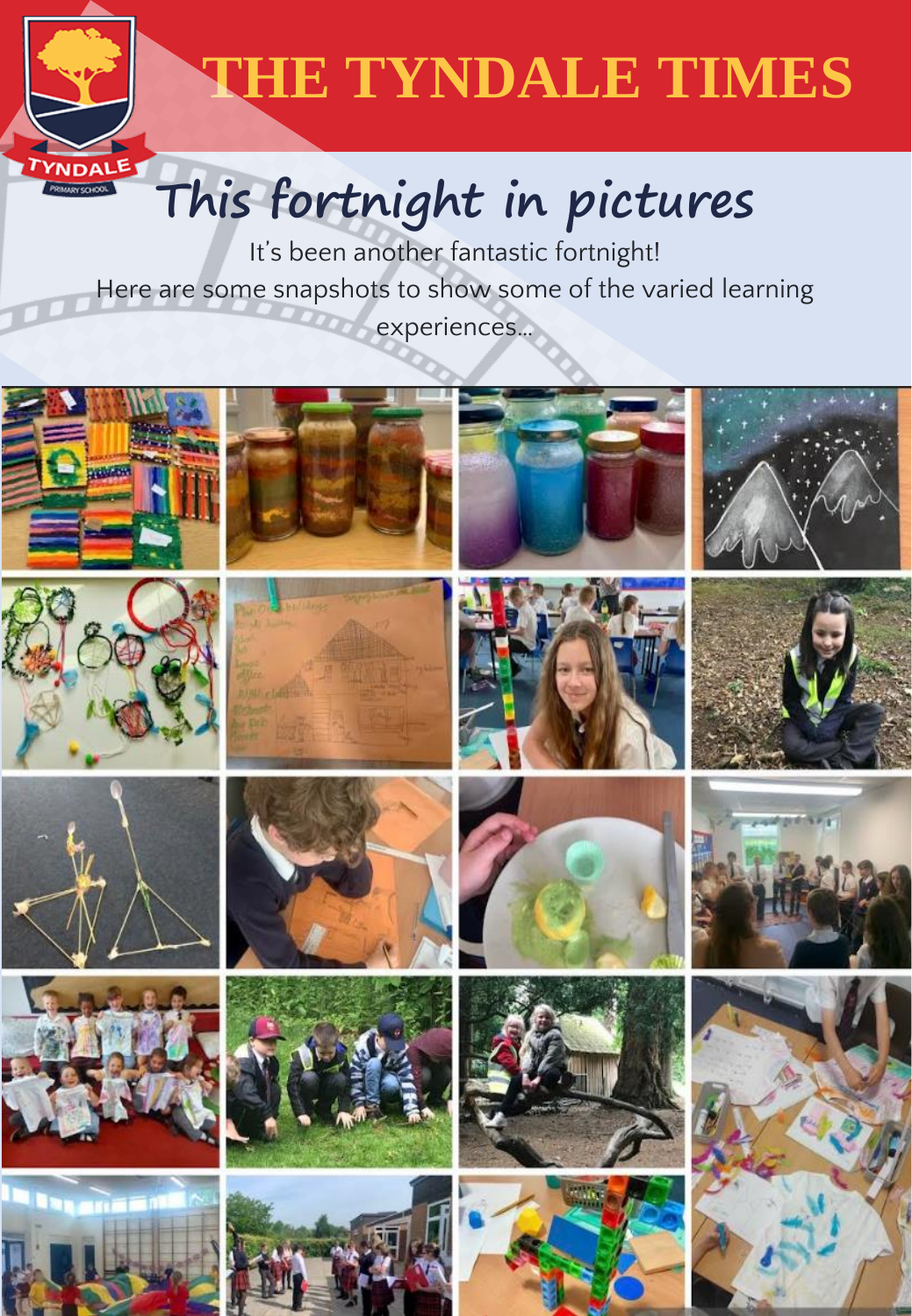# THE TYNDALE TIMES

## This fortnight in pictures

It's been another fantastic fortnight!
Here are some snapshots to show some of the varied learning experiences...